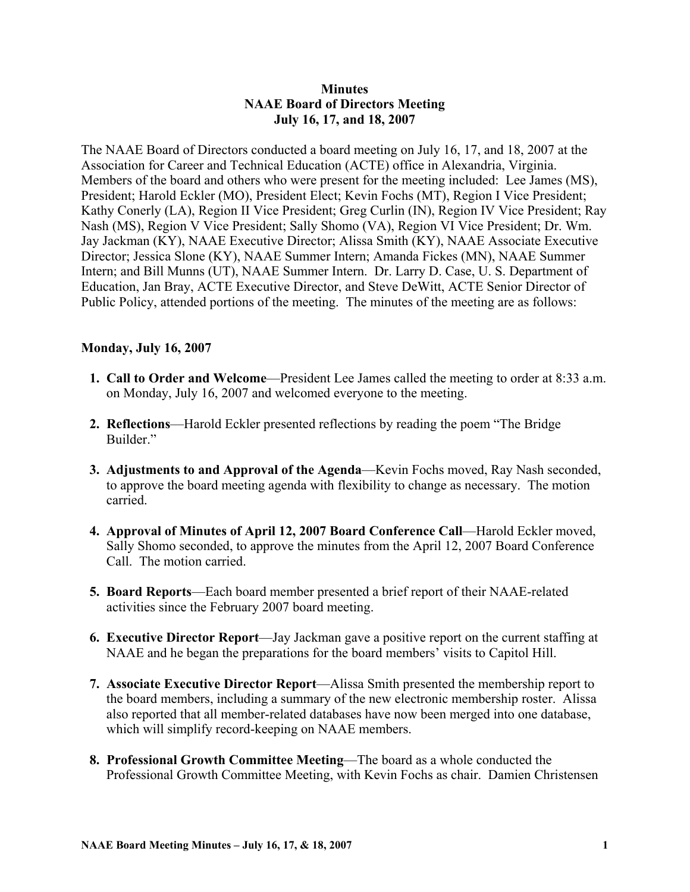**Minutes**
**NAAE Board of Directors Meeting**
**July 16, 17, and 18, 2007**

The NAAE Board of Directors conducted a board meeting on July 16, 17, and 18, 2007 at the Association for Career and Technical Education (ACTE) office in Alexandria, Virginia. Members of the board and others who were present for the meeting included: Lee James (MS), President; Harold Eckler (MO), President Elect; Kevin Fochs (MT), Region I Vice President; Kathy Conerly (LA), Region II Vice President; Greg Curlin (IN), Region IV Vice President; Ray Nash (MS), Region V Vice President; Sally Shomo (VA), Region VI Vice President; Dr. Wm. Jay Jackman (KY), NAAE Executive Director; Alissa Smith (KY), NAAE Associate Executive Director; Jessica Slone (KY), NAAE Summer Intern; Amanda Fickes (MN), NAAE Summer Intern; and Bill Munns (UT), NAAE Summer Intern. Dr. Larry D. Case, U. S. Department of Education, Jan Bray, ACTE Executive Director, and Steve DeWitt, ACTE Senior Director of Public Policy, attended portions of the meeting. The minutes of the meeting are as follows:

**Monday, July 16, 2007**

1. **Call to Order and Welcome**—President Lee James called the meeting to order at 8:33 a.m. on Monday, July 16, 2007 and welcomed everyone to the meeting.

2. **Reflections**—Harold Eckler presented reflections by reading the poem "The Bridge Builder."

3. **Adjustments to and Approval of the Agenda**—Kevin Fochs moved, Ray Nash seconded, to approve the board meeting agenda with flexibility to change as necessary. The motion carried.

4. **Approval of Minutes of April 12, 2007 Board Conference Call**—Harold Eckler moved, Sally Shomo seconded, to approve the minutes from the April 12, 2007 Board Conference Call. The motion carried.

5. **Board Reports**—Each board member presented a brief report of their NAAE-related activities since the February 2007 board meeting.

6. **Executive Director Report**—Jay Jackman gave a positive report on the current staffing at NAAE and he began the preparations for the board members' visits to Capitol Hill.

7. **Associate Executive Director Report**—Alissa Smith presented the membership report to the board members, including a summary of the new electronic membership roster. Alissa also reported that all member-related databases have now been merged into one database, which will simplify record-keeping on NAAE members.

8. **Professional Growth Committee Meeting**—The board as a whole conducted the Professional Growth Committee Meeting, with Kevin Fochs as chair. Damien Christensen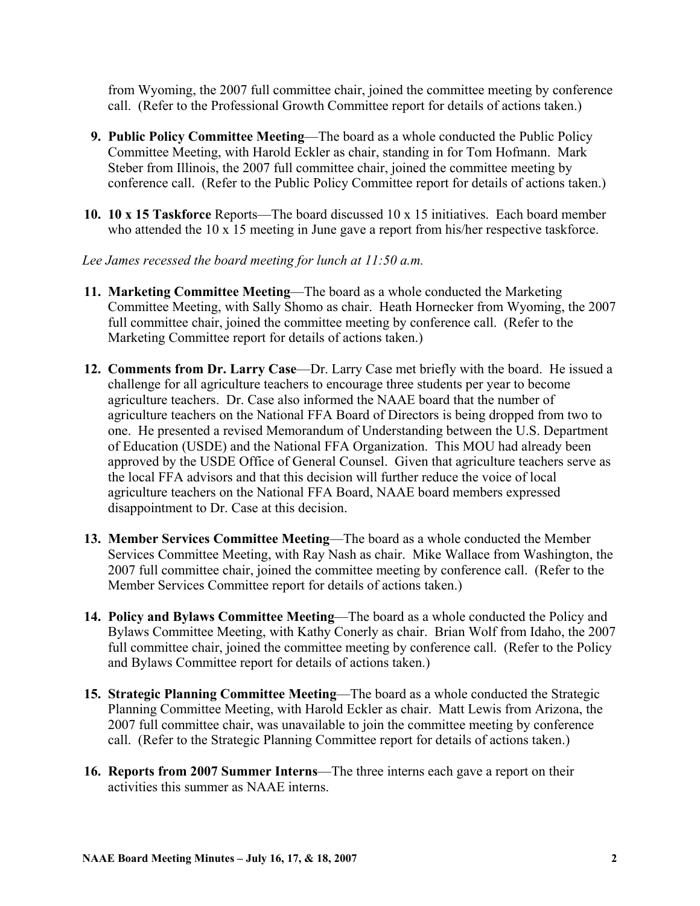from Wyoming, the 2007 full committee chair, joined the committee meeting by conference call. (Refer to the Professional Growth Committee report for details of actions taken.)

9. **Public Policy Committee Meeting**—The board as a whole conducted the Public Policy Committee Meeting, with Harold Eckler as chair, standing in for Tom Hofmann. Mark Steber from Illinois, the 2007 full committee chair, joined the committee meeting by conference call. (Refer to the Public Policy Committee report for details of actions taken.)

10. **10 x 15 Taskforce** Reports—The board discussed 10 x 15 initiatives. Each board member who attended the 10 x 15 meeting in June gave a report from his/her respective taskforce.

*Lee James recessed the board meeting for lunch at 11:50 a.m.*

11. **Marketing Committee Meeting**—The board as a whole conducted the Marketing Committee Meeting, with Sally Shomo as chair. Heath Hornecker from Wyoming, the 2007 full committee chair, joined the committee meeting by conference call. (Refer to the Marketing Committee report for details of actions taken.)

12. **Comments from Dr. Larry Case**—Dr. Larry Case met briefly with the board. He issued a challenge for all agriculture teachers to encourage three students per year to become agriculture teachers. Dr. Case also informed the NAAE board that the number of agriculture teachers on the National FFA Board of Directors is being dropped from two to one. He presented a revised Memorandum of Understanding between the U.S. Department of Education (USDE) and the National FFA Organization. This MOU had already been approved by the USDE Office of General Counsel. Given that agriculture teachers serve as the local FFA advisors and that this decision will further reduce the voice of local agriculture teachers on the National FFA Board, NAAE board members expressed disappointment to Dr. Case at this decision.

13. **Member Services Committee Meeting**—The board as a whole conducted the Member Services Committee Meeting, with Ray Nash as chair. Mike Wallace from Washington, the 2007 full committee chair, joined the committee meeting by conference call. (Refer to the Member Services Committee report for details of actions taken.)

14. **Policy and Bylaws Committee Meeting**—The board as a whole conducted the Policy and Bylaws Committee Meeting, with Kathy Conerly as chair. Brian Wolf from Idaho, the 2007 full committee chair, joined the committee meeting by conference call. (Refer to the Policy and Bylaws Committee report for details of actions taken.)

15. **Strategic Planning Committee Meeting**—The board as a whole conducted the Strategic Planning Committee Meeting, with Harold Eckler as chair. Matt Lewis from Arizona, the 2007 full committee chair, was unavailable to join the committee meeting by conference call. (Refer to the Strategic Planning Committee report for details of actions taken.)

16. **Reports from 2007 Summer Interns**—The three interns each gave a report on their activities this summer as NAAE interns.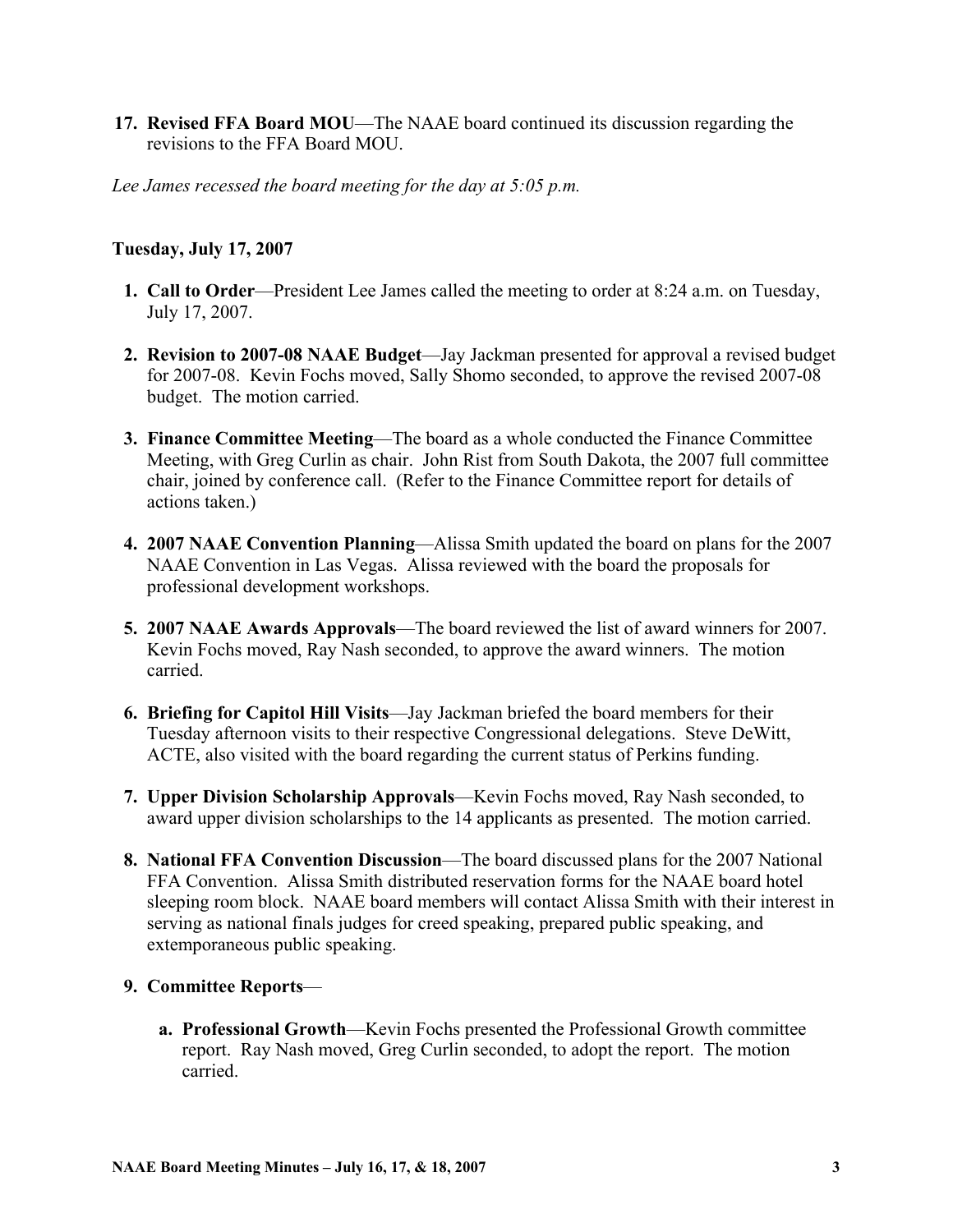17. **Revised FFA Board MOU**—The NAAE board continued its discussion regarding the revisions to the FFA Board MOU.

*Lee James recessed the board meeting for the day at 5:05 p.m.*

**Tuesday, July 17, 2007**

1. **Call to Order**—President Lee James called the meeting to order at 8:24 a.m. on Tuesday, July 17, 2007.

2. **Revision to 2007-08 NAAE Budget**—Jay Jackman presented for approval a revised budget for 2007-08. Kevin Fochs moved, Sally Shomo seconded, to approve the revised 2007-08 budget. The motion carried.

3. **Finance Committee Meeting**—The board as a whole conducted the Finance Committee Meeting, with Greg Curlin as chair. John Rist from South Dakota, the 2007 full committee chair, joined by conference call. (Refer to the Finance Committee report for details of actions taken.)

4. **2007 NAAE Convention Planning**—Alissa Smith updated the board on plans for the 2007 NAAE Convention in Las Vegas. Alissa reviewed with the board the proposals for professional development workshops.

5. **2007 NAAE Awards Approvals**—The board reviewed the list of award winners for 2007. Kevin Fochs moved, Ray Nash seconded, to approve the award winners. The motion carried.

6. **Briefing for Capitol Hill Visits**—Jay Jackman briefed the board members for their Tuesday afternoon visits to their respective Congressional delegations. Steve DeWitt, ACTE, also visited with the board regarding the current status of Perkins funding.

7. **Upper Division Scholarship Approvals**—Kevin Fochs moved, Ray Nash seconded, to award upper division scholarships to the 14 applicants as presented. The motion carried.

8. **National FFA Convention Discussion**—The board discussed plans for the 2007 National FFA Convention. Alissa Smith distributed reservation forms for the NAAE board hotel sleeping room block. NAAE board members will contact Alissa Smith with their interest in serving as national finals judges for creed speaking, prepared public speaking, and extemporaneous public speaking.

9. **Committee Reports**—

   a. **Professional Growth**—Kevin Fochs presented the Professional Growth committee report. Ray Nash moved, Greg Curlin seconded, to adopt the report. The motion carried.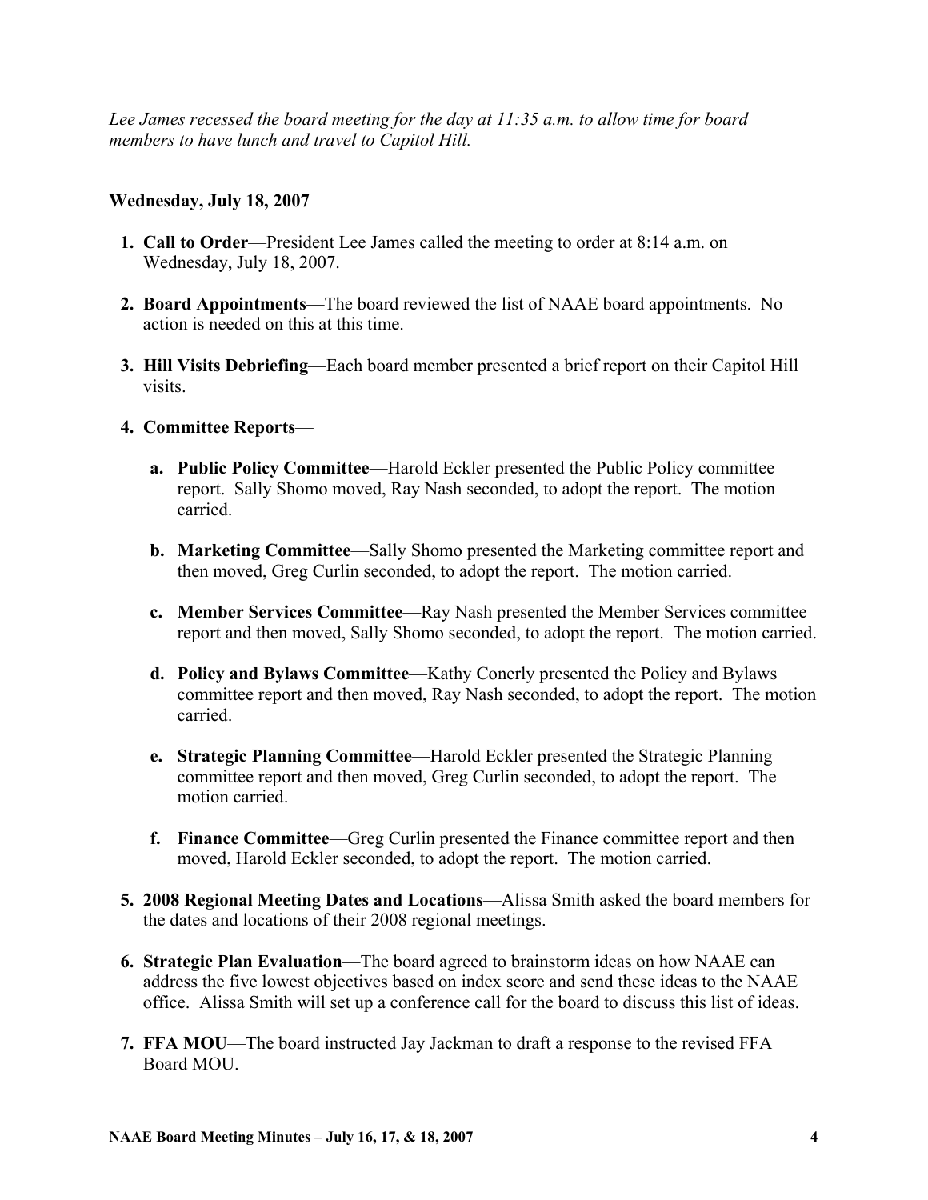*Lee James recessed the board meeting for the day at 11:35 a.m. to allow time for board members to have lunch and travel to Capitol Hill.*

**Wednesday, July 18, 2007**

1. **Call to Order**—President Lee James called the meeting to order at 8:14 a.m. on Wednesday, July 18, 2007.

2. **Board Appointments**—The board reviewed the list of NAAE board appointments. No action is needed on this at this time.

3. **Hill Visits Debriefing**—Each board member presented a brief report on their Capitol Hill visits.

4. **Committee Reports**—

   a. **Public Policy Committee**—Harold Eckler presented the Public Policy committee report. Sally Shomo moved, Ray Nash seconded, to adopt the report. The motion carried.

   b. **Marketing Committee**—Sally Shomo presented the Marketing committee report and then moved, Greg Curlin seconded, to adopt the report. The motion carried.

   c. **Member Services Committee**—Ray Nash presented the Member Services committee report and then moved, Sally Shomo seconded, to adopt the report. The motion carried.

   d. **Policy and Bylaws Committee**—Kathy Conerly presented the Policy and Bylaws committee report and then moved, Ray Nash seconded, to adopt the report. The motion carried.

   e. **Strategic Planning Committee**—Harold Eckler presented the Strategic Planning committee report and then moved, Greg Curlin seconded, to adopt the report. The motion carried.

   f. **Finance Committee**—Greg Curlin presented the Finance committee report and then moved, Harold Eckler seconded, to adopt the report. The motion carried.

5. **2008 Regional Meeting Dates and Locations**—Alissa Smith asked the board members for the dates and locations of their 2008 regional meetings.

6. **Strategic Plan Evaluation**—The board agreed to brainstorm ideas on how NAAE can address the five lowest objectives based on index score and send these ideas to the NAAE office. Alissa Smith will set up a conference call for the board to discuss this list of ideas.

7. **FFA MOU**—The board instructed Jay Jackman to draft a response to the revised FFA Board MOU.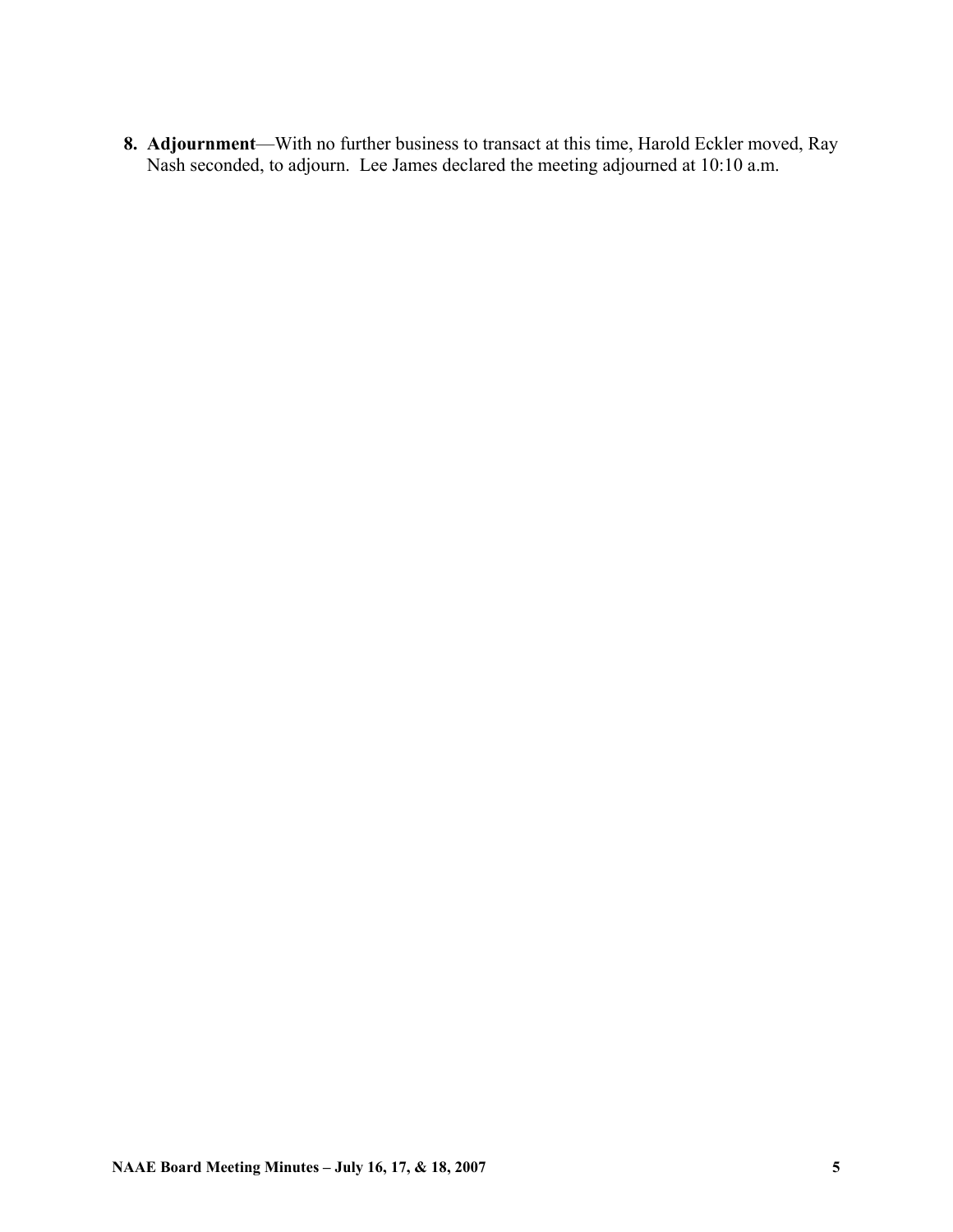8. **Adjournment**—With no further business to transact at this time, Harold Eckler moved, Ray Nash seconded, to adjourn. Lee James declared the meeting adjourned at 10:10 a.m.